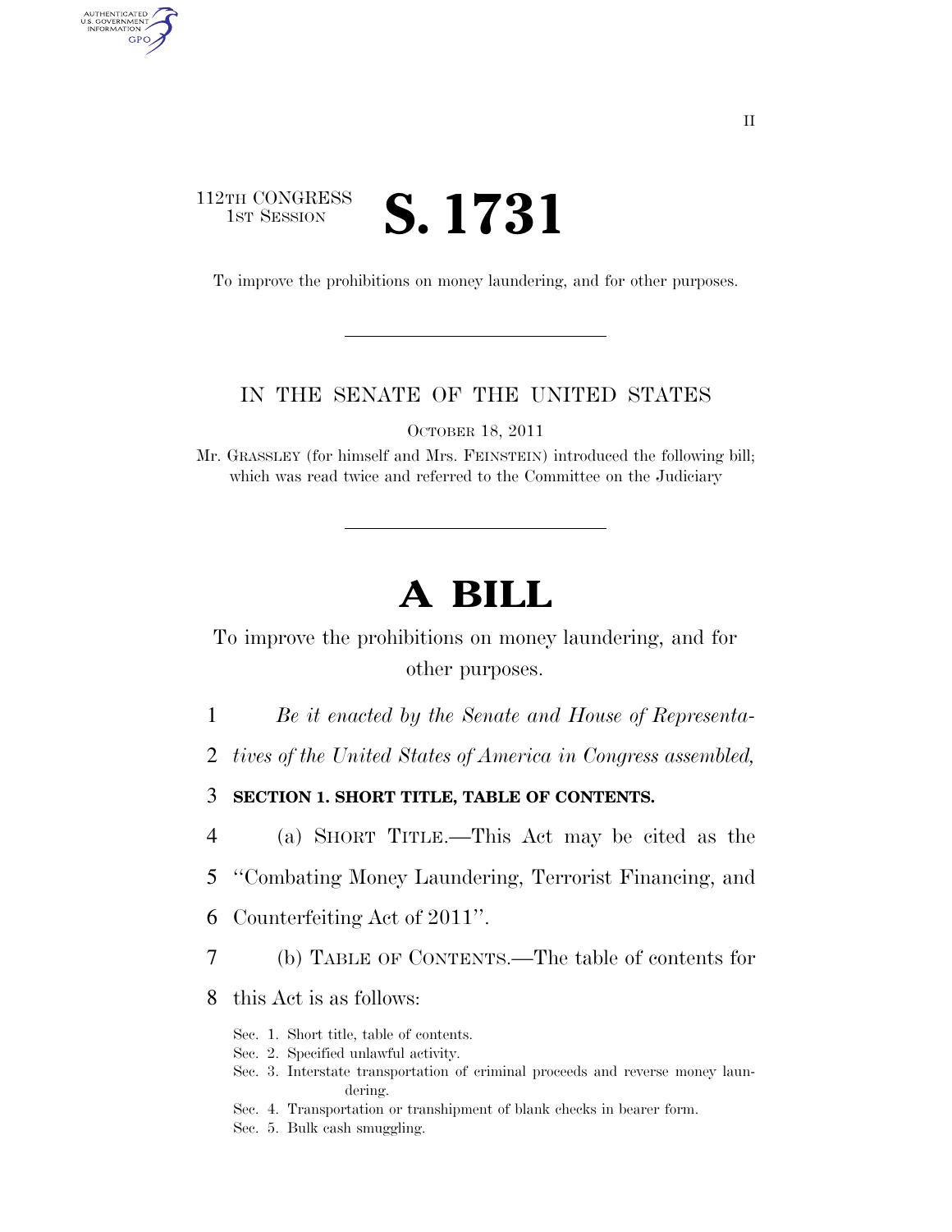112TH CONGRESS
1ST SESSION

# S. 1731

To improve the prohibitions on money laundering, and for other purposes.

IN THE SENATE OF THE UNITED STATES

OCTOBER 18, 2011

Mr. GRASSLEY (for himself and Mrs. FEINSTEIN) introduced the following bill; which was read twice and referred to the Committee on the Judiciary

# A BILL

To improve the prohibitions on money laundering, and for other purposes.

*Be it enacted by the Senate and House of Representatives of the United States of America in Congress assembled,*

**SECTION 1. SHORT TITLE, TABLE OF CONTENTS.**

(a) SHORT TITLE.—This Act may be cited as the "Combating Money Laundering, Terrorist Financing, and Counterfeiting Act of 2011".

(b) TABLE OF CONTENTS.—The table of contents for this Act is as follows:

Sec. 1. Short title, table of contents.
Sec. 2. Specified unlawful activity.
Sec. 3. Interstate transportation of criminal proceeds and reverse money laundering.
Sec. 4. Transportation or transhipment of blank checks in bearer form.
Sec. 5. Bulk cash smuggling.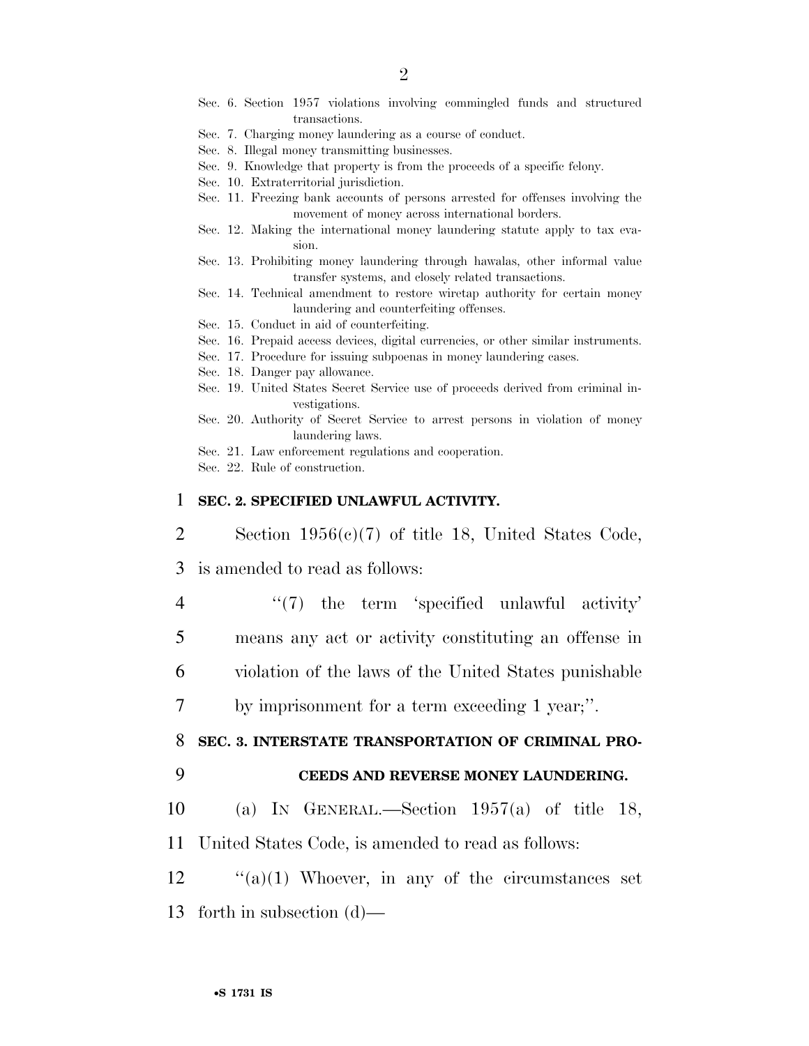Sec. 6. Section 1957 violations involving commingled funds and structured transactions.
Sec. 7. Charging money laundering as a course of conduct.
Sec. 8. Illegal money transmitting businesses.
Sec. 9. Knowledge that property is from the proceeds of a specific felony.
Sec. 10. Extraterritorial jurisdiction.
Sec. 11. Freezing bank accounts of persons arrested for offenses involving the movement of money across international borders.
Sec. 12. Making the international money laundering statute apply to tax evasion.
Sec. 13. Prohibiting money laundering through hawalas, other informal value transfer systems, and closely related transactions.
Sec. 14. Technical amendment to restore wiretap authority for certain money laundering and counterfeiting offenses.
Sec. 15. Conduct in aid of counterfeiting.
Sec. 16. Prepaid access devices, digital currencies, or other similar instruments.
Sec. 17. Procedure for issuing subpoenas in money laundering cases.
Sec. 18. Danger pay allowance.
Sec. 19. United States Secret Service use of proceeds derived from criminal investigations.
Sec. 20. Authority of Secret Service to arrest persons in violation of money laundering laws.
Sec. 21. Law enforcement regulations and cooperation.
Sec. 22. Rule of construction.

**SEC. 2. SPECIFIED UNLAWFUL ACTIVITY.**

Section 1956(c)(7) of title 18, United States Code, is amended to read as follows:

"(7) the term 'specified unlawful activity' means any act or activity constituting an offense in violation of the laws of the United States punishable by imprisonment for a term exceeding 1 year;".

**SEC. 3. INTERSTATE TRANSPORTATION OF CRIMINAL PROCEEDS AND REVERSE MONEY LAUNDERING.**

(a) IN GENERAL.—Section 1957(a) of title 18, United States Code, is amended to read as follows:

"(a)(1) Whoever, in any of the circumstances set forth in subsection (d)—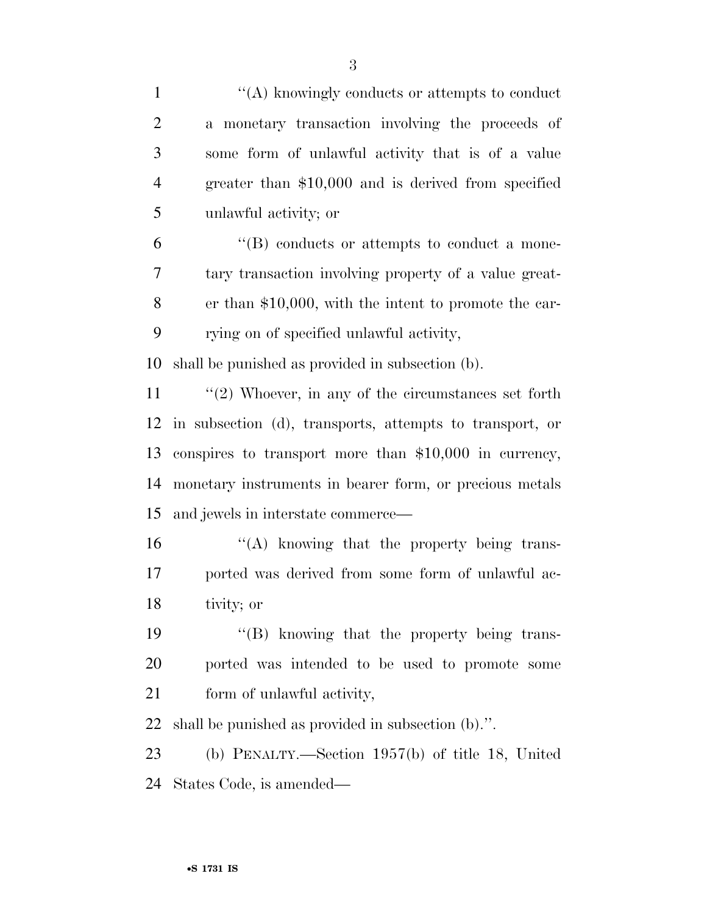''(A) knowingly conducts or attempts to conduct a monetary transaction involving the proceeds of some form of unlawful activity that is of a value greater than $10,000 and is derived from specified unlawful activity; or

''(B) conducts or attempts to conduct a monetary transaction involving property of a value greater than $10,000, with the intent to promote the carrying on of specified unlawful activity,

shall be punished as provided in subsection (b).

''(2) Whoever, in any of the circumstances set forth in subsection (d), transports, attempts to transport, or conspires to transport more than $10,000 in currency, monetary instruments in bearer form, or precious metals and jewels in interstate commerce—

''(A) knowing that the property being transported was derived from some form of unlawful activity; or

''(B) knowing that the property being transported was intended to be used to promote some form of unlawful activity,

shall be punished as provided in subsection (b).''.

(b) PENALTY.—Section 1957(b) of title 18, United States Code, is amended—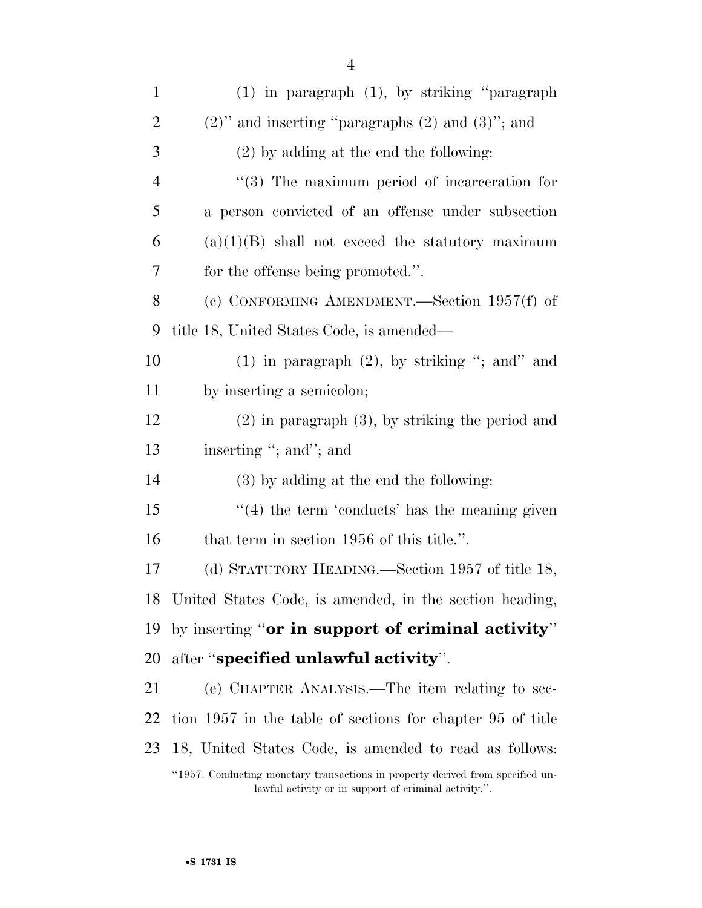(1) in paragraph (1), by striking "paragraph (2)" and inserting "paragraphs (2) and (3)"; and

(2) by adding at the end the following:

"(3) The maximum period of incarceration for a person convicted of an offense under subsection (a)(1)(B) shall not exceed the statutory maximum for the offense being promoted.".

(c) CONFORMING AMENDMENT.—Section 1957(f) of title 18, United States Code, is amended—

(1) in paragraph (2), by striking "; and" and by inserting a semicolon;

(2) in paragraph (3), by striking the period and inserting "; and"; and

(3) by adding at the end the following:

"(4) the term 'conducts' has the meaning given that term in section 1956 of this title.".

(d) STATUTORY HEADING.—Section 1957 of title 18, United States Code, is amended, in the section heading, by inserting "**or in support of criminal activity**" after "**specified unlawful activity**".

(e) CHAPTER ANALYSIS.—The item relating to section 1957 in the table of sections for chapter 95 of title 18, United States Code, is amended to read as follows:

"1957. Conducting monetary transactions in property derived from specified unlawful activity or in support of criminal activity.".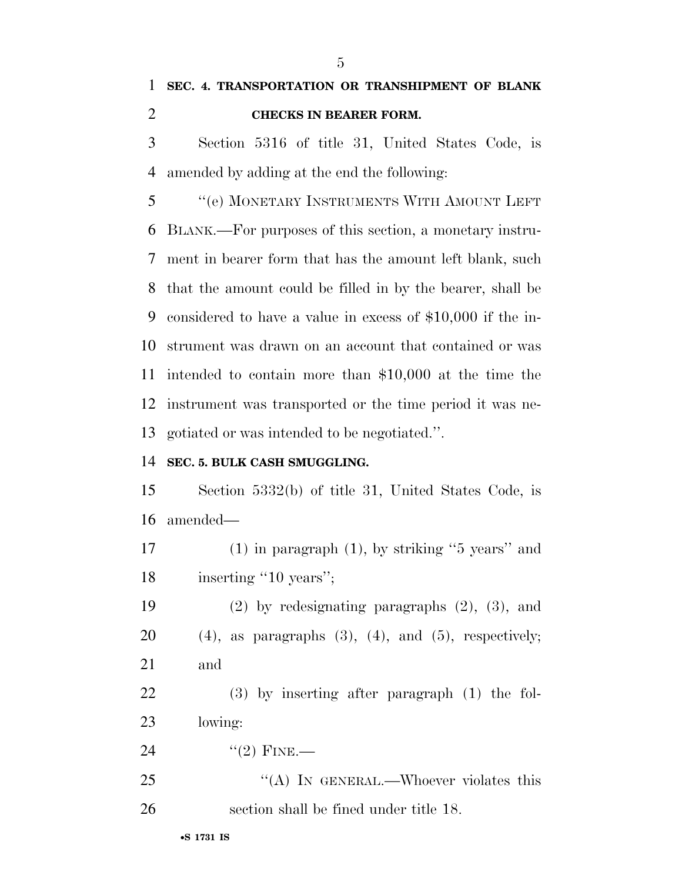**SEC. 4. TRANSPORTATION OR TRANSHIPMENT OF BLANK CHECKS IN BEARER FORM.**

Section 5316 of title 31, United States Code, is amended by adding at the end the following:

"(e) MONETARY INSTRUMENTS WITH AMOUNT LEFT BLANK.—For purposes of this section, a monetary instrument in bearer form that has the amount left blank, such that the amount could be filled in by the bearer, shall be considered to have a value in excess of $10,000 if the instrument was drawn on an account that contained or was intended to contain more than $10,000 at the time the instrument was transported or the time period it was negotiated or was intended to be negotiated.".

**SEC. 5. BULK CASH SMUGGLING.**

Section 5332(b) of title 31, United States Code, is amended—

(1) in paragraph (1), by striking "5 years" and inserting "10 years";

(2) by redesignating paragraphs (2), (3), and (4), as paragraphs (3), (4), and (5), respectively; and

(3) by inserting after paragraph (1) the following:

"(2) FINE.—

"(A) IN GENERAL.—Whoever violates this section shall be fined under title 18.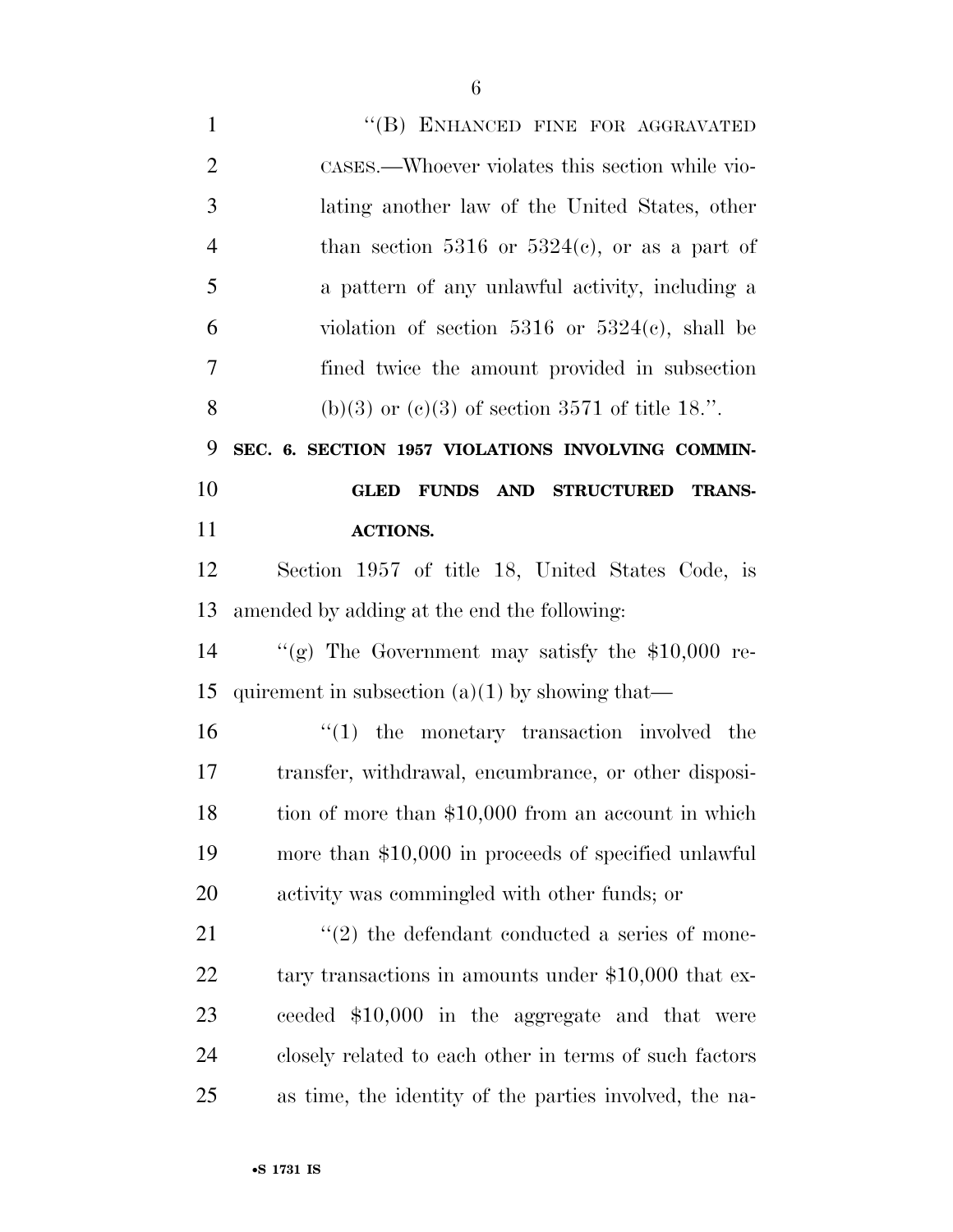"(B) ENHANCED FINE FOR AGGRAVATED CASES.—Whoever violates this section while violating another law of the United States, other than section 5316 or 5324(c), or as a part of a pattern of any unlawful activity, including a violation of section 5316 or 5324(c), shall be fined twice the amount provided in subsection (b)(3) or (c)(3) of section 3571 of title 18.".

**SEC. 6. SECTION 1957 VIOLATIONS INVOLVING COMMINGLED FUNDS AND STRUCTURED TRANSACTIONS.**

Section 1957 of title 18, United States Code, is amended by adding at the end the following:

"(g) The Government may satisfy the $10,000 requirement in subsection (a)(1) by showing that—

"(1) the monetary transaction involved the transfer, withdrawal, encumbrance, or other disposition of more than $10,000 from an account in which more than $10,000 in proceeds of specified unlawful activity was commingled with other funds; or

"(2) the defendant conducted a series of monetary transactions in amounts under $10,000 that exceeded $10,000 in the aggregate and that were closely related to each other in terms of such factors as time, the identity of the parties involved, the na-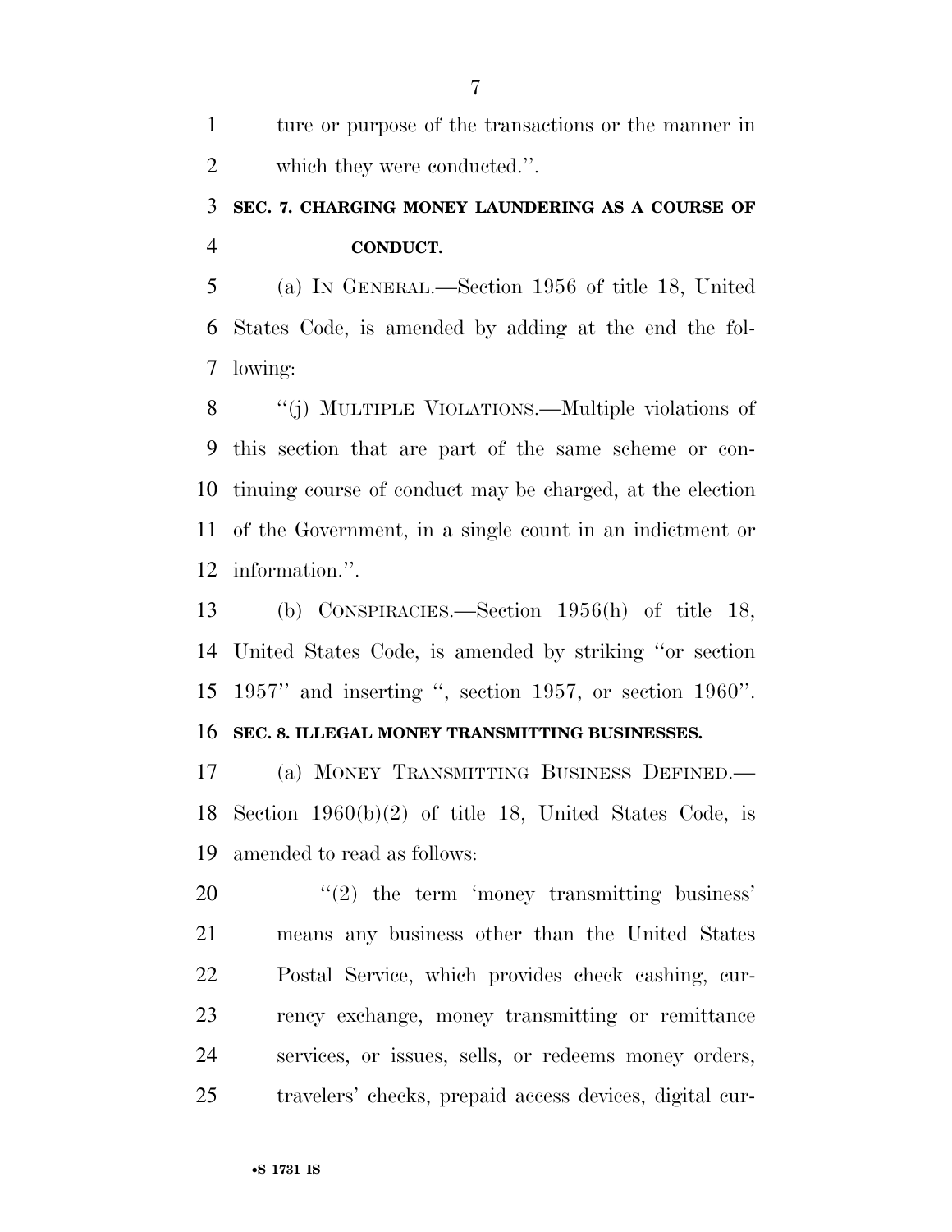ture or purpose of the transactions or the manner in which they were conducted.''.

**SEC. 7. CHARGING MONEY LAUNDERING AS A COURSE OF CONDUCT.**

(a) IN GENERAL.—Section 1956 of title 18, United States Code, is amended by adding at the end the following:

''(j) MULTIPLE VIOLATIONS.—Multiple violations of this section that are part of the same scheme or continuing course of conduct may be charged, at the election of the Government, in a single count in an indictment or information.''.

(b) CONSPIRACIES.—Section 1956(h) of title 18, United States Code, is amended by striking ''or section 1957'' and inserting '', section 1957, or section 1960''.

**SEC. 8. ILLEGAL MONEY TRANSMITTING BUSINESSES.**

(a) MONEY TRANSMITTING BUSINESS DEFINED.—Section 1960(b)(2) of title 18, United States Code, is amended to read as follows:

''(2) the term 'money transmitting business' means any business other than the United States Postal Service, which provides check cashing, currency exchange, money transmitting or remittance services, or issues, sells, or redeems money orders, travelers' checks, prepaid access devices, digital cur-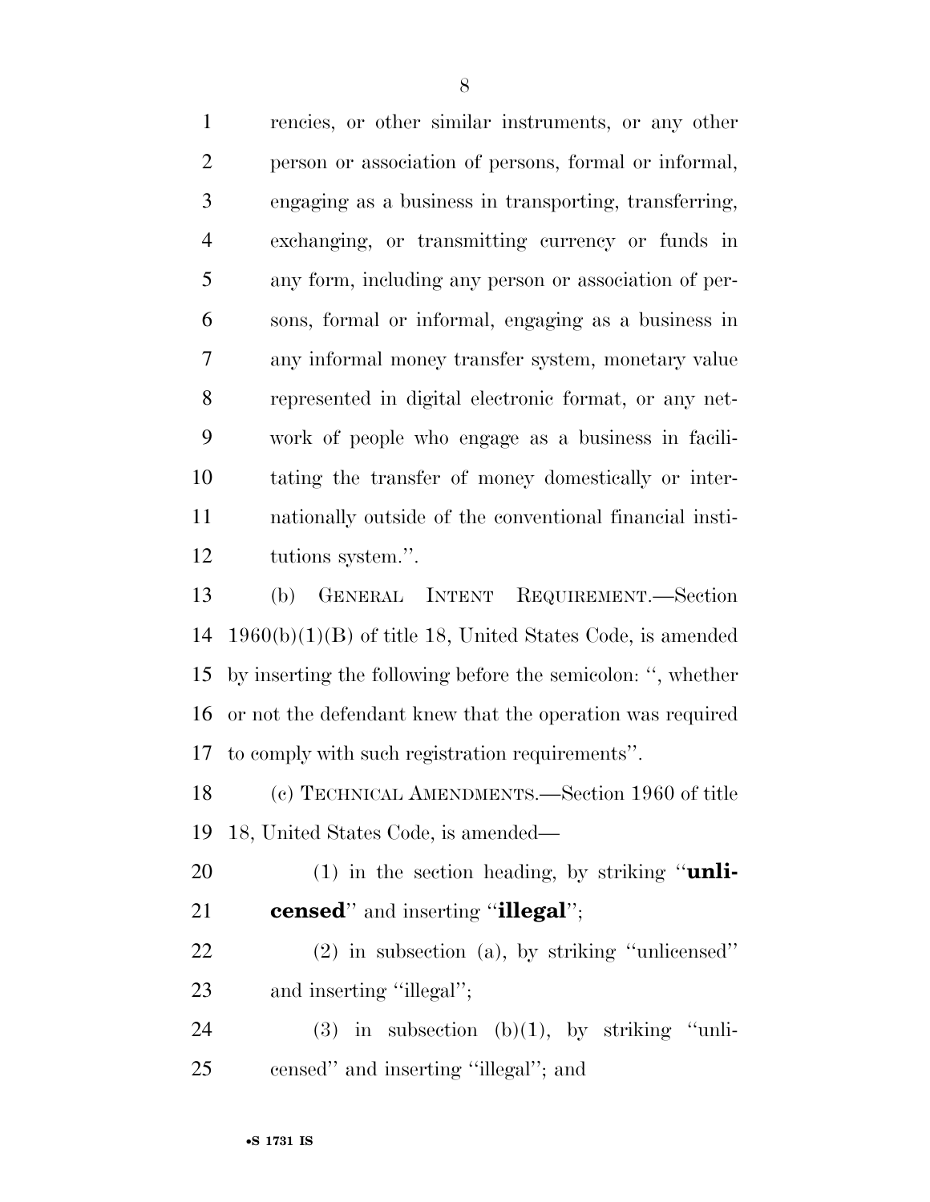rencies, or other similar instruments, or any other person or association of persons, formal or informal, engaging as a business in transporting, transferring, exchanging, or transmitting currency or funds in any form, including any person or association of persons, formal or informal, engaging as a business in any informal money transfer system, monetary value represented in digital electronic format, or any network of people who engage as a business in facilitating the transfer of money domestically or internationally outside of the conventional financial institutions system.''.

(b) GENERAL INTENT REQUIREMENT.—Section 1960(b)(1)(B) of title 18, United States Code, is amended by inserting the following before the semicolon: '', whether or not the defendant knew that the operation was required to comply with such registration requirements''.

(c) TECHNICAL AMENDMENTS.—Section 1960 of title 18, United States Code, is amended—

(1) in the section heading, by striking ''**unlicensed**'' and inserting ''**illegal**'';

(2) in subsection (a), by striking ''unlicensed'' and inserting ''illegal'';

(3) in subsection (b)(1), by striking ''unlicensed'' and inserting ''illegal''; and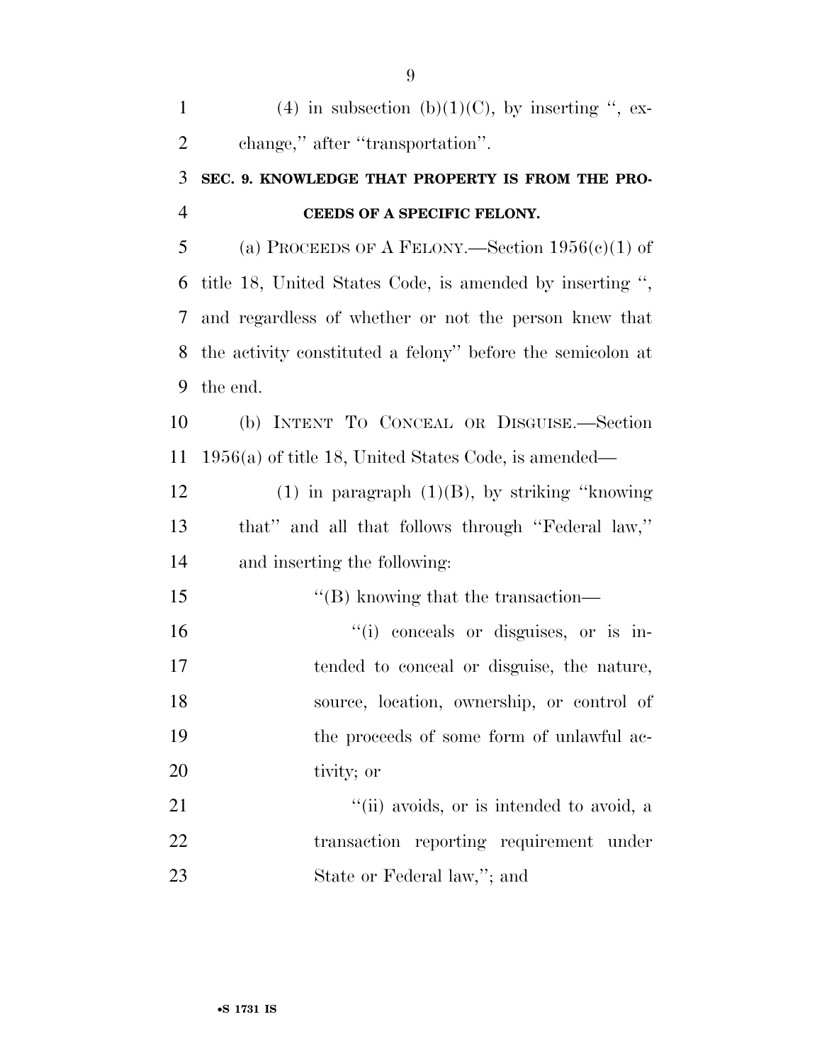(4) in subsection (b)(1)(C), by inserting ", exchange," after "transportation".

**SEC. 9. KNOWLEDGE THAT PROPERTY IS FROM THE PROCEEDS OF A SPECIFIC FELONY.**

(a) PROCEEDS OF A FELONY.—Section 1956(c)(1) of title 18, United States Code, is amended by inserting ", and regardless of whether or not the person knew that the activity constituted a felony" before the semicolon at the end.

(b) INTENT TO CONCEAL OR DISGUISE.—Section 1956(a) of title 18, United States Code, is amended—

(1) in paragraph (1)(B), by striking "knowing that" and all that follows through "Federal law," and inserting the following:

"(B) knowing that the transaction—

"(i) conceals or disguises, or is intended to conceal or disguise, the nature, source, location, ownership, or control of the proceeds of some form of unlawful activity; or

"(ii) avoids, or is intended to avoid, a transaction reporting requirement under State or Federal law,"; and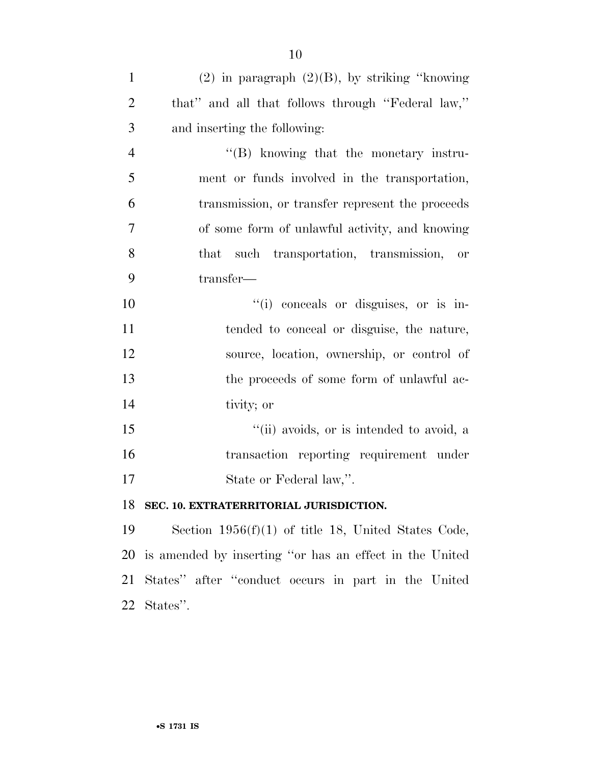(2) in paragraph (2)(B), by striking "knowing that" and all that follows through "Federal law," and inserting the following:

"(B) knowing that the monetary instrument or funds involved in the transportation, transmission, or transfer represent the proceeds of some form of unlawful activity, and knowing that such transportation, transmission, or transfer—

"(i) conceals or disguises, or is intended to conceal or disguise, the nature, source, location, ownership, or control of the proceeds of some form of unlawful activity; or

"(ii) avoids, or is intended to avoid, a transaction reporting requirement under State or Federal law,".

**SEC. 10. EXTRATERRITORIAL JURISDICTION.**

Section 1956(f)(1) of title 18, United States Code, is amended by inserting "or has an effect in the United States" after "conduct occurs in part in the United States".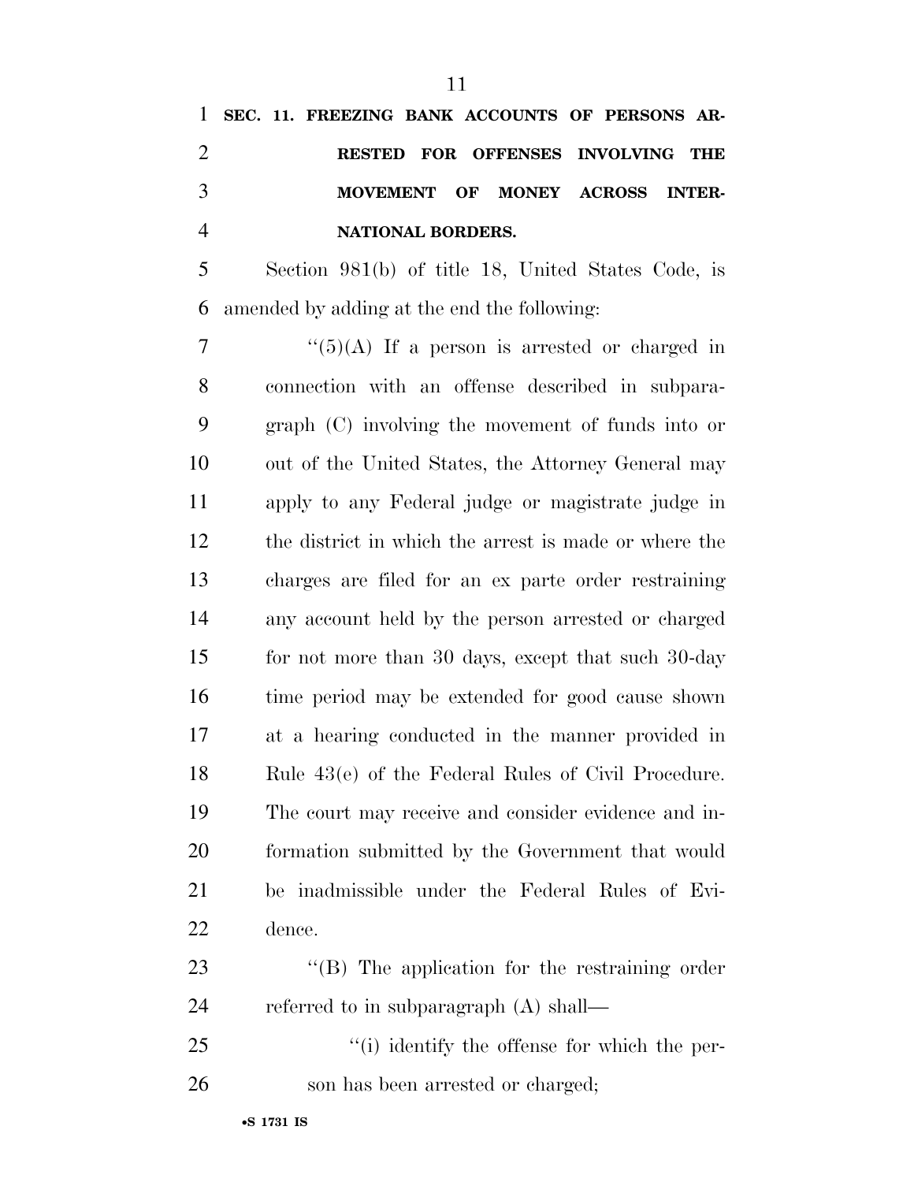**SEC. 11. FREEZING BANK ACCOUNTS OF PERSONS ARRESTED FOR OFFENSES INVOLVING THE MOVEMENT OF MONEY ACROSS INTERNATIONAL BORDERS.**

Section 981(b) of title 18, United States Code, is amended by adding at the end the following:

"(5)(A) If a person is arrested or charged in connection with an offense described in subparagraph (C) involving the movement of funds into or out of the United States, the Attorney General may apply to any Federal judge or magistrate judge in the district in which the arrest is made or where the charges are filed for an ex parte order restraining any account held by the person arrested or charged for not more than 30 days, except that such 30-day time period may be extended for good cause shown at a hearing conducted in the manner provided in Rule 43(e) of the Federal Rules of Civil Procedure. The court may receive and consider evidence and information submitted by the Government that would be inadmissible under the Federal Rules of Evidence.

"(B) The application for the restraining order referred to in subparagraph (A) shall—

"(i) identify the offense for which the person has been arrested or charged;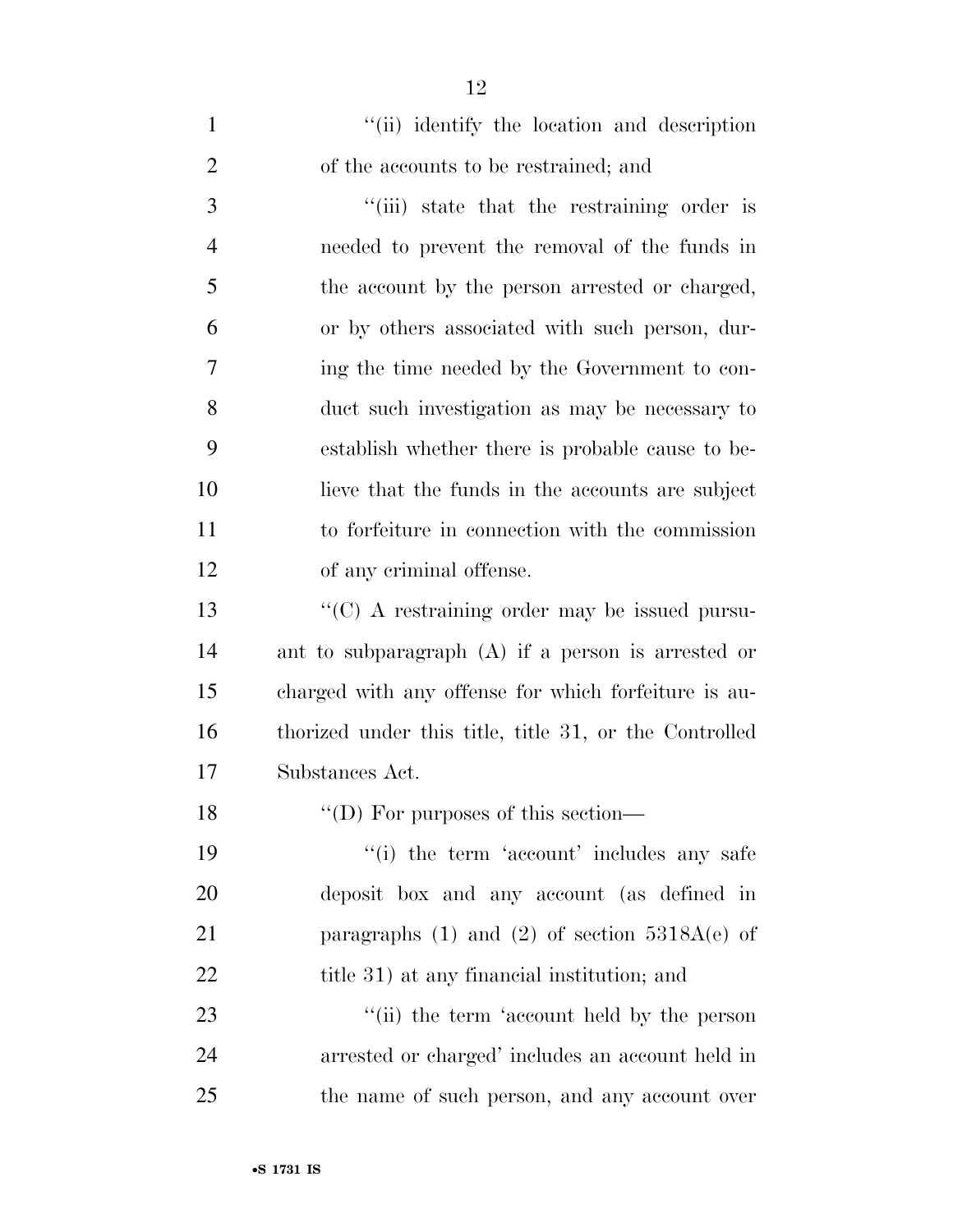''(ii) identify the location and description of the accounts to be restrained; and

''(iii) state that the restraining order is needed to prevent the removal of the funds in the account by the person arrested or charged, or by others associated with such person, during the time needed by the Government to conduct such investigation as may be necessary to establish whether there is probable cause to believe that the funds in the accounts are subject to forfeiture in connection with the commission of any criminal offense.

''(C) A restraining order may be issued pursuant to subparagraph (A) if a person is arrested or charged with any offense for which forfeiture is authorized under this title, title 31, or the Controlled Substances Act.

''(D) For purposes of this section—

''(i) the term 'account' includes any safe deposit box and any account (as defined in paragraphs (1) and (2) of section 5318A(e) of title 31) at any financial institution; and

''(ii) the term 'account held by the person arrested or charged' includes an account held in the name of such person, and any account over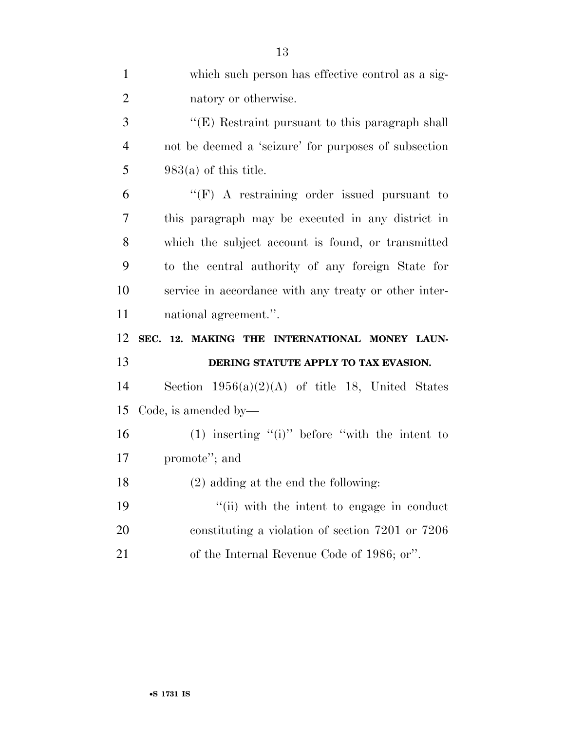which such person has effective control as a signatory or otherwise.

''(E) Restraint pursuant to this paragraph shall not be deemed a 'seizure' for purposes of subsection 983(a) of this title.

''(F) A restraining order issued pursuant to this paragraph may be executed in any district in which the subject account is found, or transmitted to the central authority of any foreign State for service in accordance with any treaty or other international agreement.''.

**SEC. 12. MAKING THE INTERNATIONAL MONEY LAUNDERING STATUTE APPLY TO TAX EVASION.**

Section 1956(a)(2)(A) of title 18, United States Code, is amended by—

(1) inserting ''(i)'' before ''with the intent to promote''; and

(2) adding at the end the following:

''(ii) with the intent to engage in conduct constituting a violation of section 7201 or 7206 of the Internal Revenue Code of 1986; or''.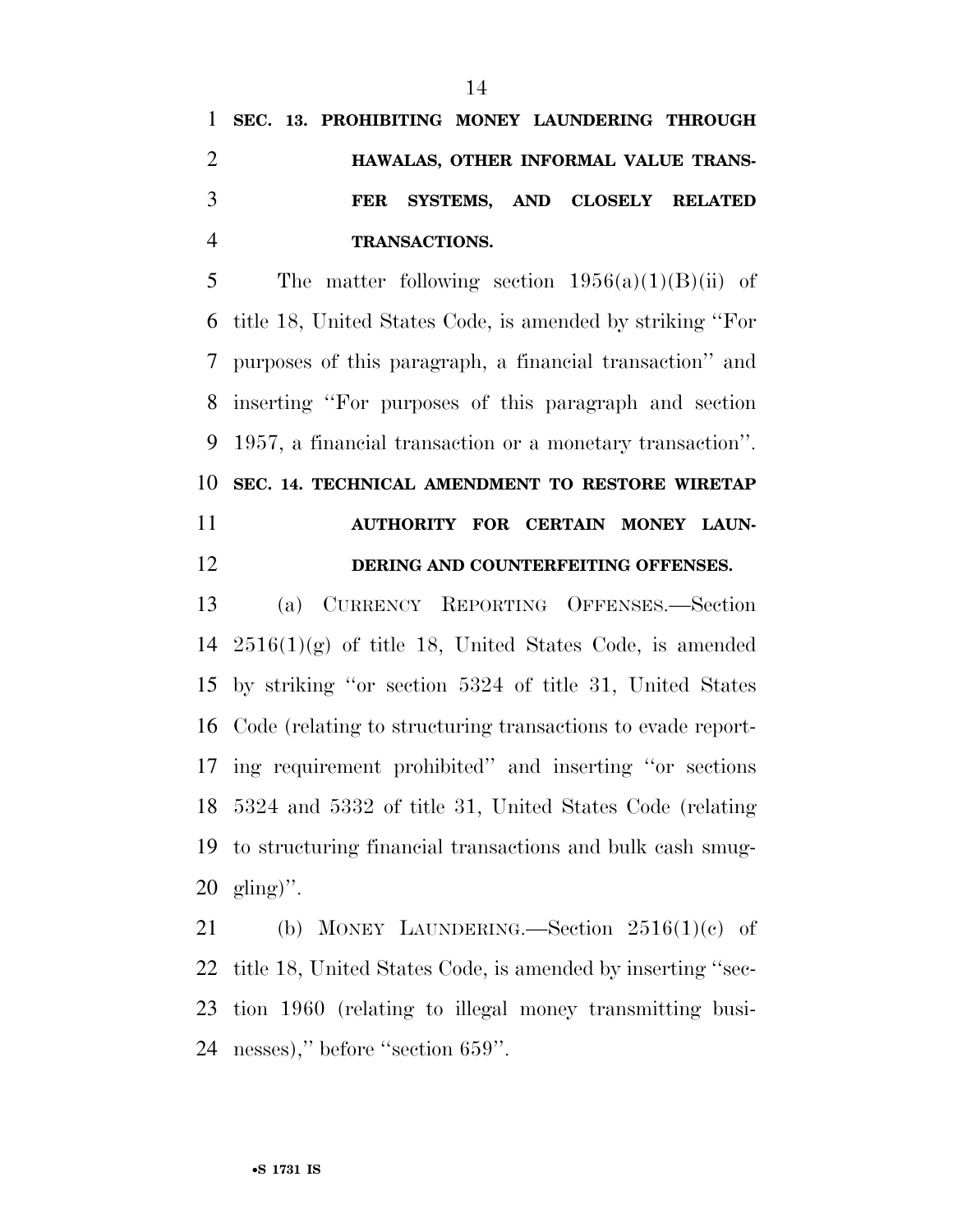**SEC. 13. PROHIBITING MONEY LAUNDERING THROUGH HAWALAS, OTHER INFORMAL VALUE TRANSFER SYSTEMS, AND CLOSELY RELATED TRANSACTIONS.**

The matter following section 1956(a)(1)(B)(ii) of title 18, United States Code, is amended by striking ''For purposes of this paragraph, a financial transaction'' and inserting ''For purposes of this paragraph and section 1957, a financial transaction or a monetary transaction''.

**SEC. 14. TECHNICAL AMENDMENT TO RESTORE WIRETAP AUTHORITY FOR CERTAIN MONEY LAUNDERING AND COUNTERFEITING OFFENSES.**

(a) CURRENCY REPORTING OFFENSES.—Section 2516(1)(g) of title 18, United States Code, is amended by striking ''or section 5324 of title 31, United States Code (relating to structuring transactions to evade reporting requirement prohibited'' and inserting ''or sections 5324 and 5332 of title 31, United States Code (relating to structuring financial transactions and bulk cash smuggling)''.

(b) MONEY LAUNDERING.—Section 2516(1)(c) of title 18, United States Code, is amended by inserting ''section 1960 (relating to illegal money transmitting businesses),'' before ''section 659''.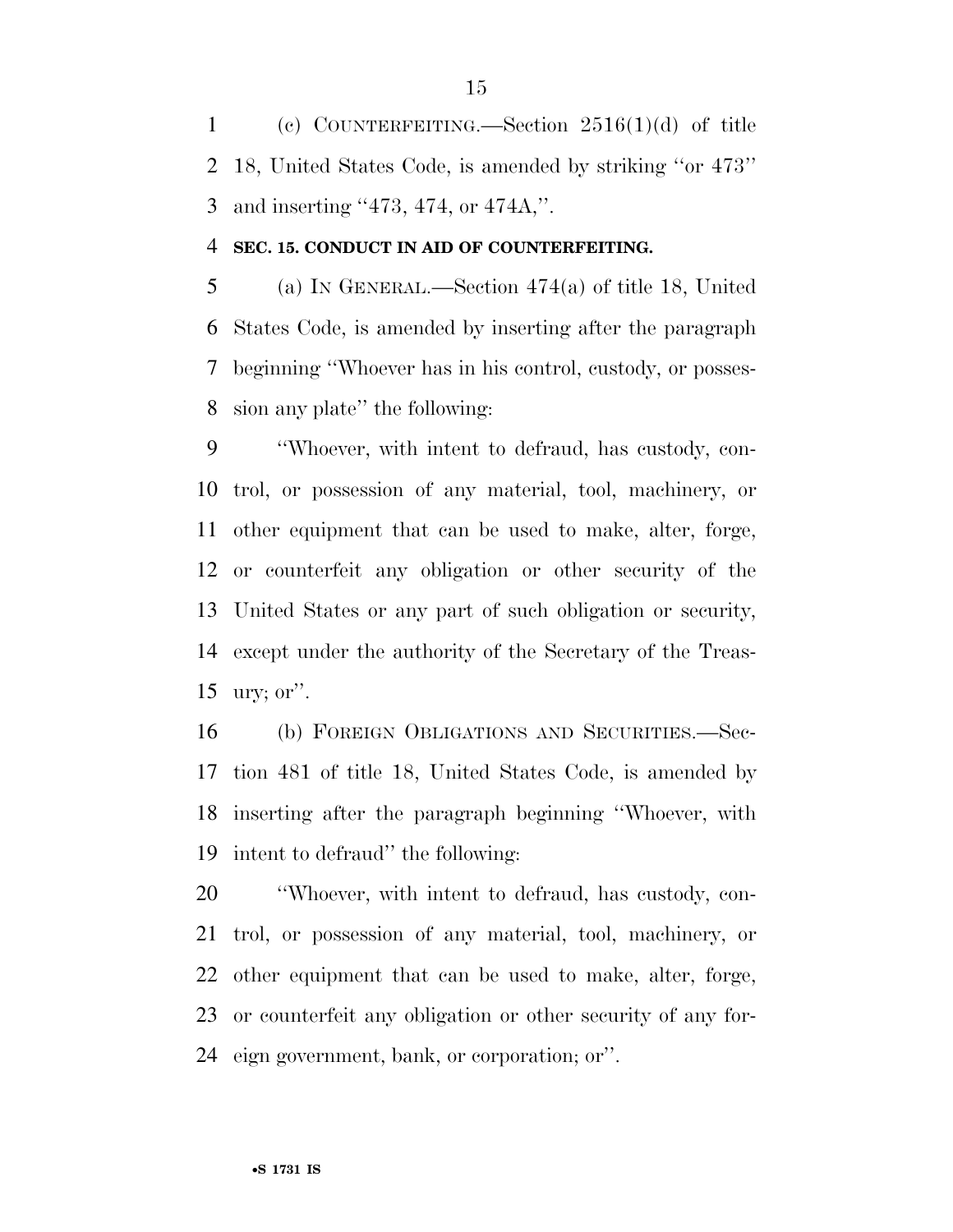(c) COUNTERFEITING.—Section 2516(1)(d) of title 18, United States Code, is amended by striking ''or 473'' and inserting ''473, 474, or 474A,''.

**SEC. 15. CONDUCT IN AID OF COUNTERFEITING.**

(a) IN GENERAL.—Section 474(a) of title 18, United States Code, is amended by inserting after the paragraph beginning ''Whoever has in his control, custody, or possession any plate'' the following:

''Whoever, with intent to defraud, has custody, control, or possession of any material, tool, machinery, or other equipment that can be used to make, alter, forge, or counterfeit any obligation or other security of the United States or any part of such obligation or security, except under the authority of the Secretary of the Treasury; or''.

(b) FOREIGN OBLIGATIONS AND SECURITIES.—Section 481 of title 18, United States Code, is amended by inserting after the paragraph beginning ''Whoever, with intent to defraud'' the following:

''Whoever, with intent to defraud, has custody, control, or possession of any material, tool, machinery, or other equipment that can be used to make, alter, forge, or counterfeit any obligation or other security of any foreign government, bank, or corporation; or''.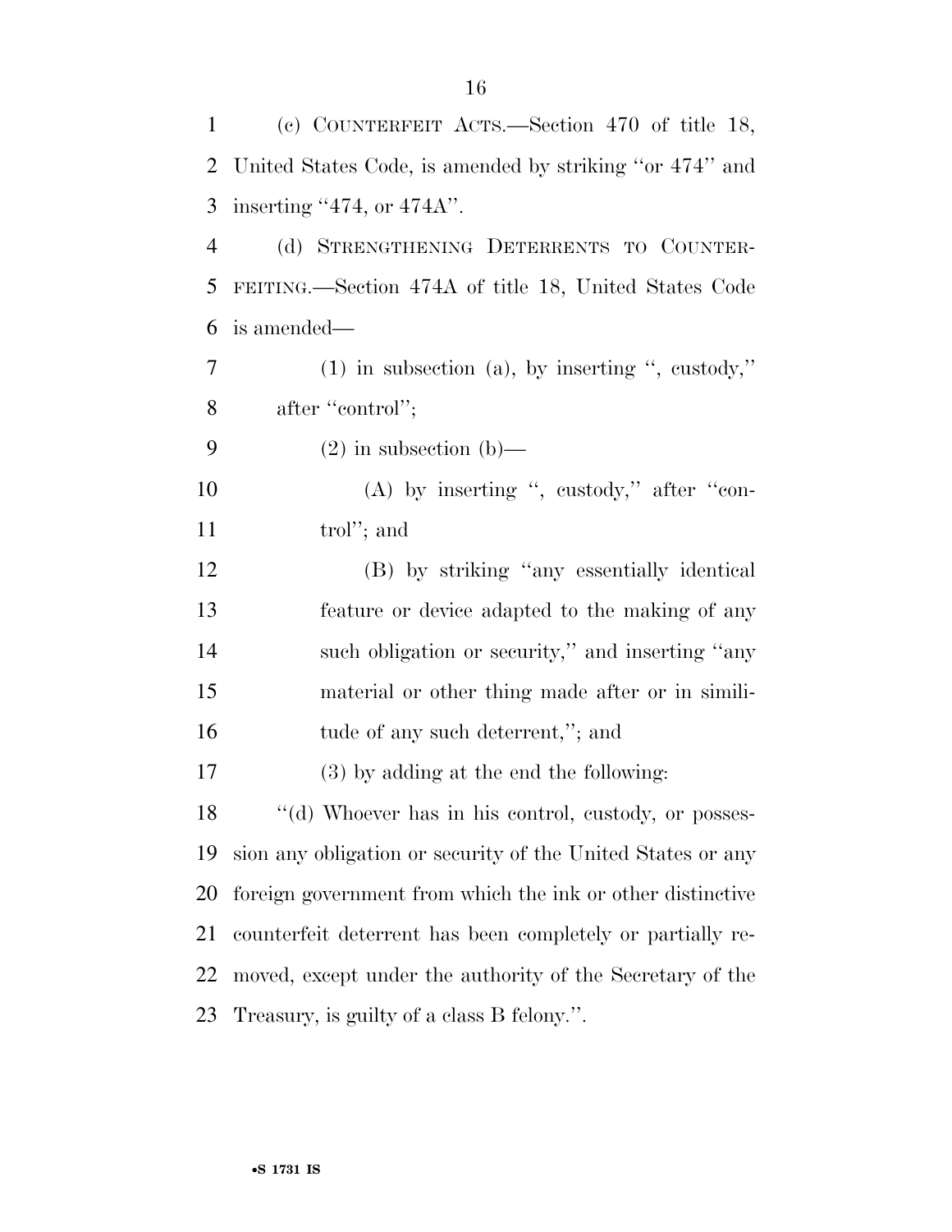(c) COUNTERFEIT ACTS.—Section 470 of title 18, United States Code, is amended by striking ''or 474'' and inserting ''474, or 474A''.

(d) STRENGTHENING DETERRENTS TO COUNTERFEITING.—Section 474A of title 18, United States Code is amended—

(1) in subsection (a), by inserting '', custody,'' after ''control'';

(2) in subsection (b)—

(A) by inserting '', custody,'' after ''control''; and

(B) by striking ''any essentially identical feature or device adapted to the making of any such obligation or security,'' and inserting ''any material or other thing made after or in similitude of any such deterrent,''; and

(3) by adding at the end the following:

''(d) Whoever has in his control, custody, or possession any obligation or security of the United States or any foreign government from which the ink or other distinctive counterfeit deterrent has been completely or partially removed, except under the authority of the Secretary of the Treasury, is guilty of a class B felony.''.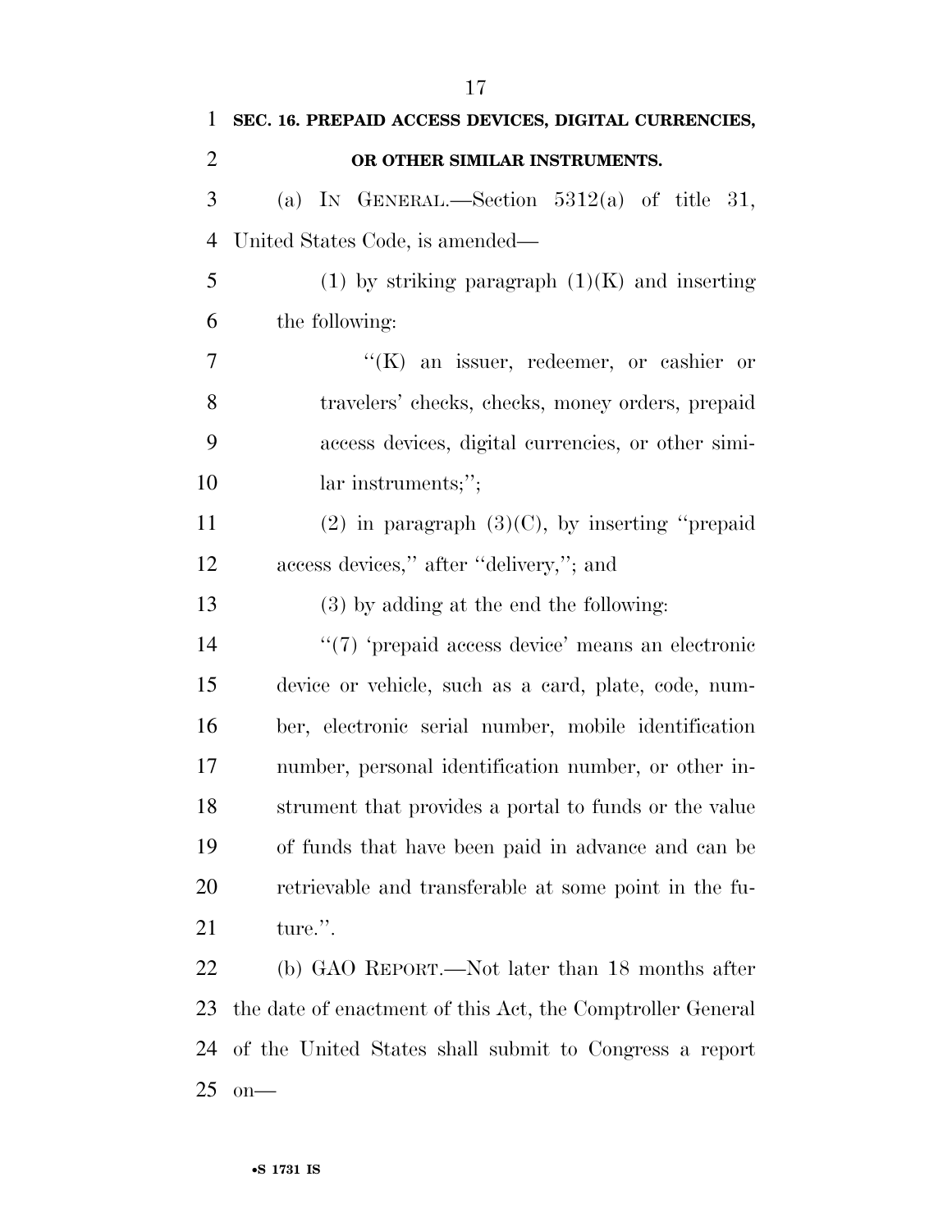**SEC. 16. PREPAID ACCESS DEVICES, DIGITAL CURRENCIES, OR OTHER SIMILAR INSTRUMENTS.**

(a) IN GENERAL.—Section 5312(a) of title 31, United States Code, is amended—

(1) by striking paragraph (1)(K) and inserting the following:

"(K) an issuer, redeemer, or cashier or travelers' checks, checks, money orders, prepaid access devices, digital currencies, or other similar instruments;";

(2) in paragraph (3)(C), by inserting "prepaid access devices," after "delivery,"; and

(3) by adding at the end the following:

"(7) 'prepaid access device' means an electronic device or vehicle, such as a card, plate, code, number, electronic serial number, mobile identification number, personal identification number, or other instrument that provides a portal to funds or the value of funds that have been paid in advance and can be retrievable and transferable at some point in the future.".

(b) GAO REPORT.—Not later than 18 months after the date of enactment of this Act, the Comptroller General of the United States shall submit to Congress a report on—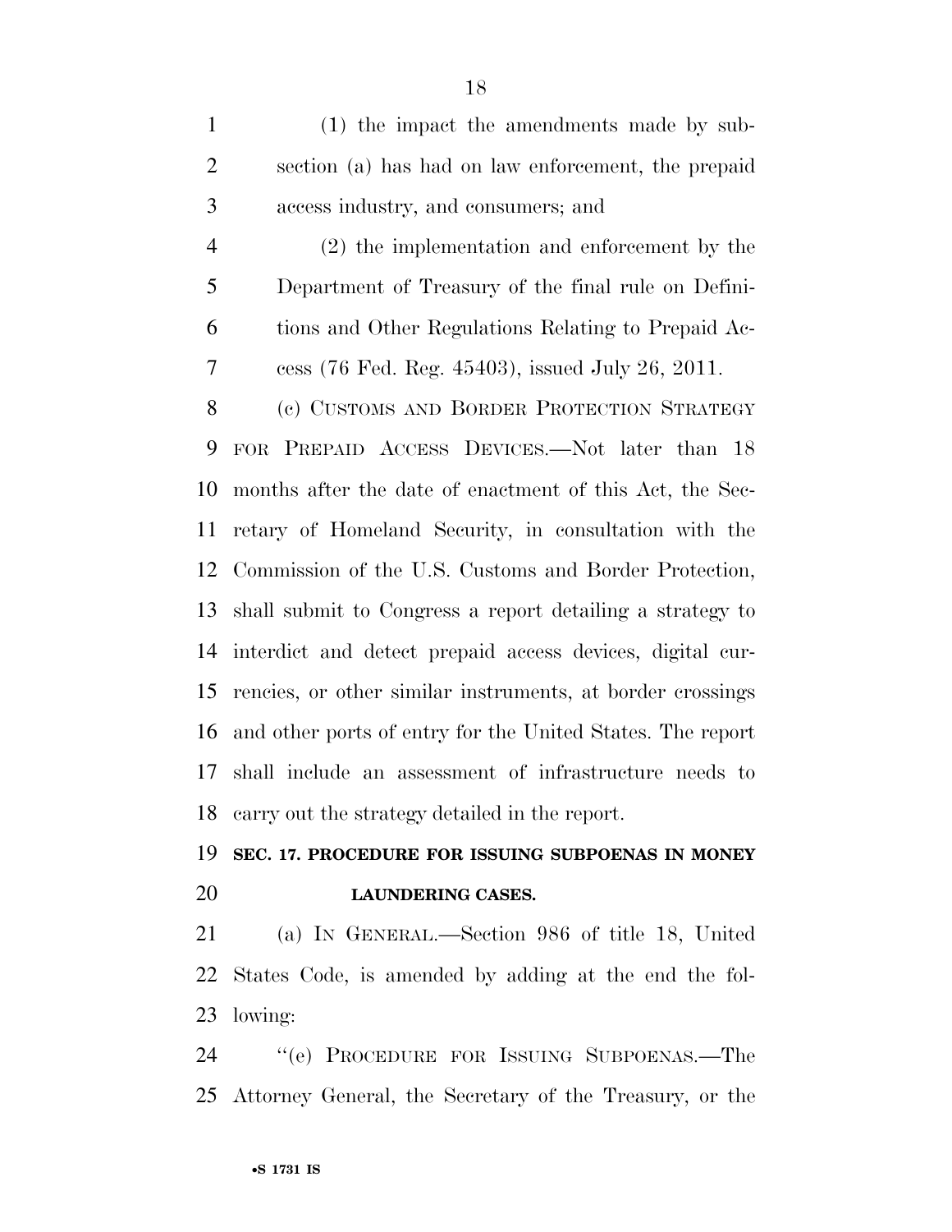(1) the impact the amendments made by subsection (a) has had on law enforcement, the prepaid access industry, and consumers; and

(2) the implementation and enforcement by the Department of Treasury of the final rule on Definitions and Other Regulations Relating to Prepaid Access (76 Fed. Reg. 45403), issued July 26, 2011.

(c) CUSTOMS AND BORDER PROTECTION STRATEGY FOR PREPAID ACCESS DEVICES.—Not later than 18 months after the date of enactment of this Act, the Secretary of Homeland Security, in consultation with the Commission of the U.S. Customs and Border Protection, shall submit to Congress a report detailing a strategy to interdict and detect prepaid access devices, digital currencies, or other similar instruments, at border crossings and other ports of entry for the United States. The report shall include an assessment of infrastructure needs to carry out the strategy detailed in the report.

**SEC. 17. PROCEDURE FOR ISSUING SUBPOENAS IN MONEY LAUNDERING CASES.**

(a) IN GENERAL.—Section 986 of title 18, United States Code, is amended by adding at the end the following:

''(e) PROCEDURE FOR ISSUING SUBPOENAS.—The Attorney General, the Secretary of the Treasury, or the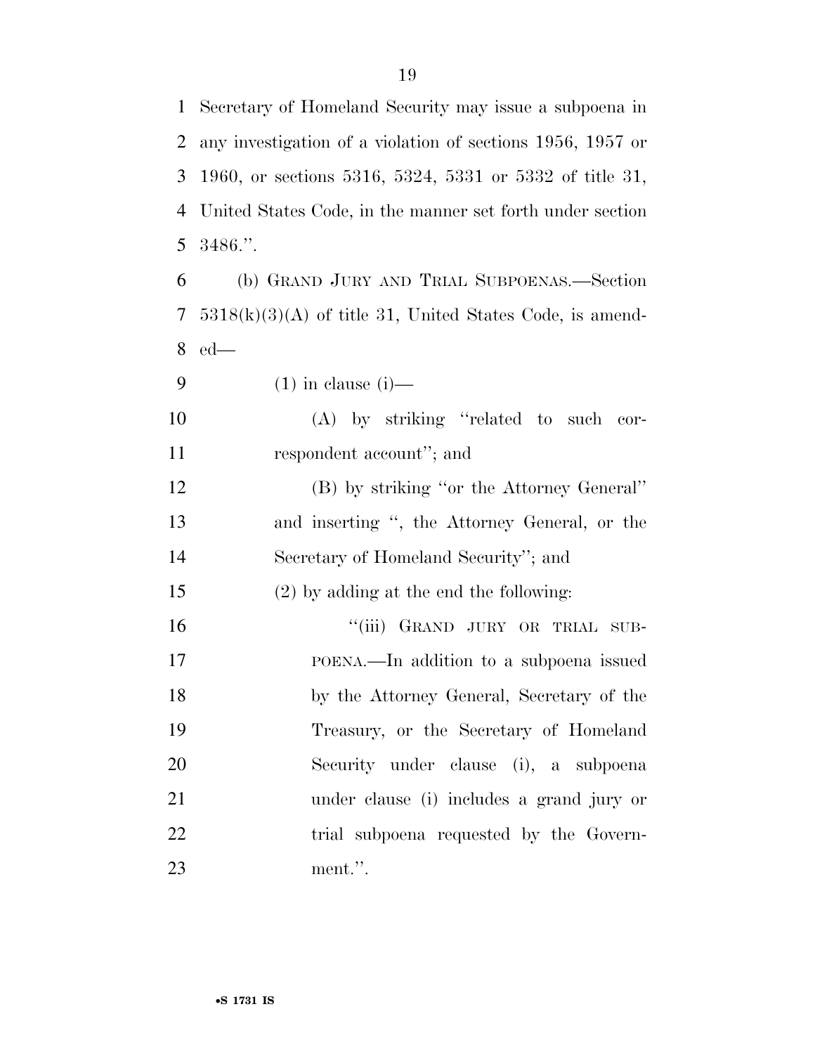Secretary of Homeland Security may issue a subpoena in any investigation of a violation of sections 1956, 1957 or 1960, or sections 5316, 5324, 5331 or 5332 of title 31, United States Code, in the manner set forth under section 3486.''.

(b) GRAND JURY AND TRIAL SUBPOENAS.—Section 5318(k)(3)(A) of title 31, United States Code, is amended—

(1) in clause (i)—

(A) by striking ''related to such correspondent account''; and

(B) by striking ''or the Attorney General'' and inserting '', the Attorney General, or the Secretary of Homeland Security''; and

(2) by adding at the end the following:

''(iii) GRAND JURY OR TRIAL SUBPOENA.—In addition to a subpoena issued by the Attorney General, Secretary of the Treasury, or the Secretary of Homeland Security under clause (i), a subpoena under clause (i) includes a grand jury or trial subpoena requested by the Government.''.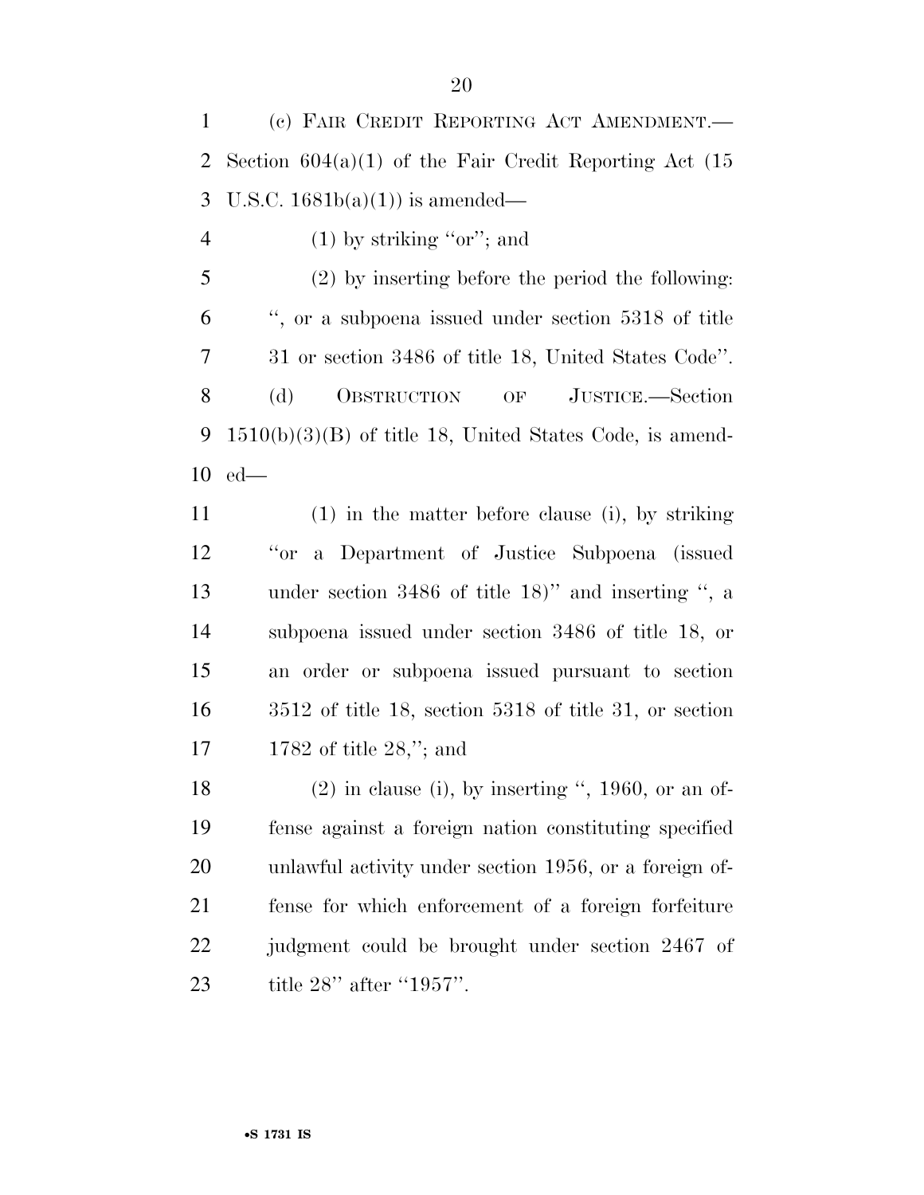(c) FAIR CREDIT REPORTING ACT AMENDMENT.—Section 604(a)(1) of the Fair Credit Reporting Act (15 U.S.C. 1681b(a)(1)) is amended—

(1) by striking ''or''; and

(2) by inserting before the period the following: '', or a subpoena issued under section 5318 of title 31 or section 3486 of title 18, United States Code''.

(d) OBSTRUCTION OF JUSTICE.—Section 1510(b)(3)(B) of title 18, United States Code, is amended—

(1) in the matter before clause (i), by striking ''or a Department of Justice Subpoena (issued under section 3486 of title 18)'' and inserting '', a subpoena issued under section 3486 of title 18, or an order or subpoena issued pursuant to section 3512 of title 18, section 5318 of title 31, or section 1782 of title 28,''; and

(2) in clause (i), by inserting '', 1960, or an offense against a foreign nation constituting specified unlawful activity under section 1956, or a foreign offense for which enforcement of a foreign forfeiture judgment could be brought under section 2467 of title 28'' after ''1957''.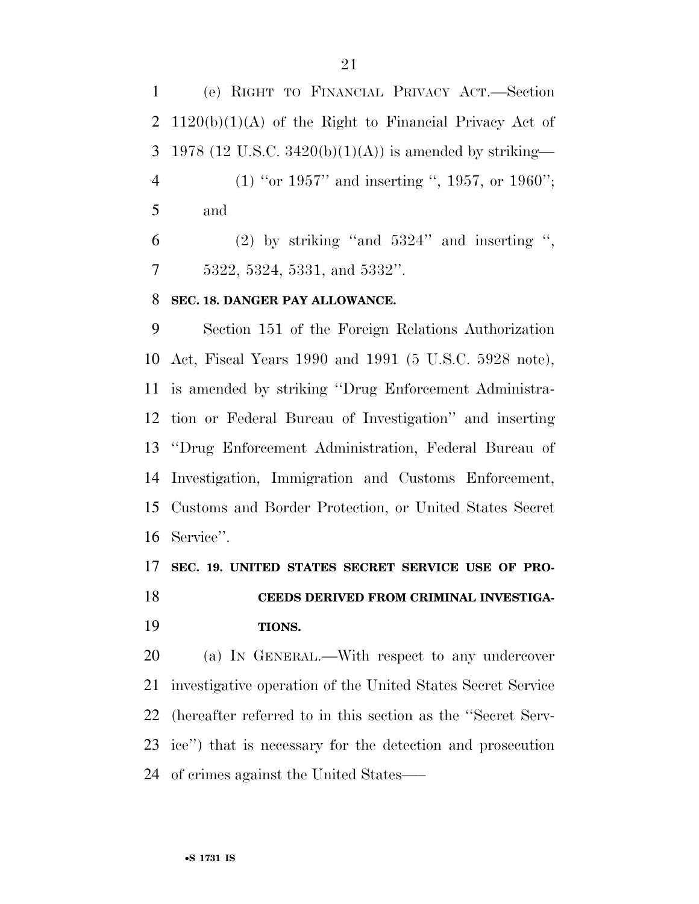(e) RIGHT TO FINANCIAL PRIVACY ACT.—Section 1120(b)(1)(A) of the Right to Financial Privacy Act of 1978 (12 U.S.C. 3420(b)(1)(A)) is amended by striking—

(1) ''or 1957'' and inserting '', 1957, or 1960''; and

(2) by striking ''and 5324'' and inserting '', 5322, 5324, 5331, and 5332''.

**SEC. 18. DANGER PAY ALLOWANCE.**

Section 151 of the Foreign Relations Authorization Act, Fiscal Years 1990 and 1991 (5 U.S.C. 5928 note), is amended by striking ''Drug Enforcement Administration or Federal Bureau of Investigation'' and inserting ''Drug Enforcement Administration, Federal Bureau of Investigation, Immigration and Customs Enforcement, Customs and Border Protection, or United States Secret Service''.

**SEC. 19. UNITED STATES SECRET SERVICE USE OF PROCEEDS DERIVED FROM CRIMINAL INVESTIGATIONS.**

(a) IN GENERAL.—With respect to any undercover investigative operation of the United States Secret Service (hereafter referred to in this section as the ''Secret Service'') that is necessary for the detection and prosecution of crimes against the United States—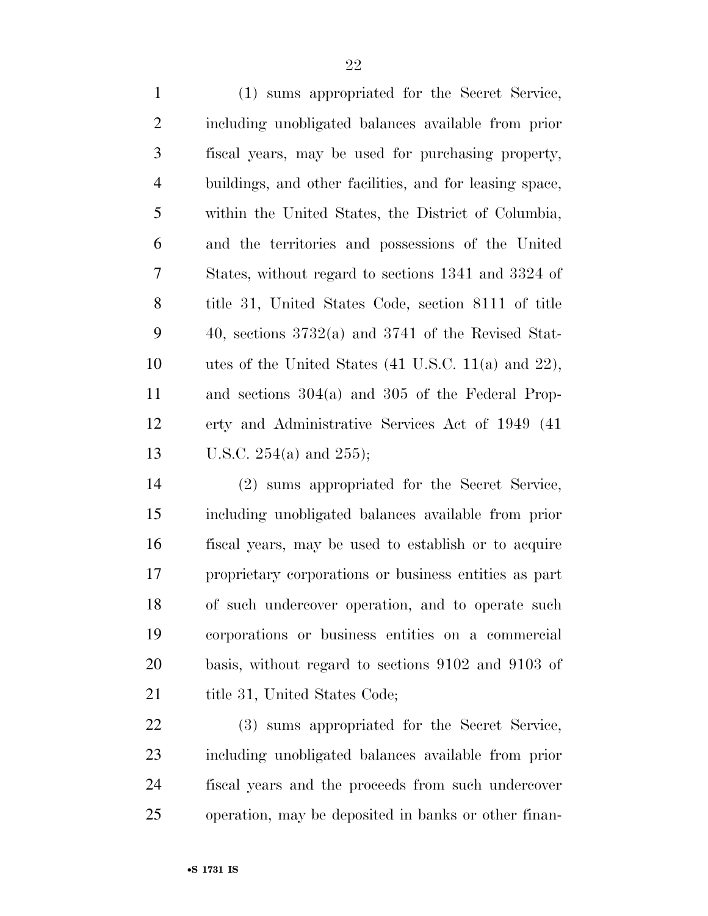(1) sums appropriated for the Secret Service, including unobligated balances available from prior fiscal years, may be used for purchasing property, buildings, and other facilities, and for leasing space, within the United States, the District of Columbia, and the territories and possessions of the United States, without regard to sections 1341 and 3324 of title 31, United States Code, section 8111 of title 40, sections 3732(a) and 3741 of the Revised Statutes of the United States (41 U.S.C. 11(a) and 22), and sections 304(a) and 305 of the Federal Property and Administrative Services Act of 1949 (41 U.S.C. 254(a) and 255);

(2) sums appropriated for the Secret Service, including unobligated balances available from prior fiscal years, may be used to establish or to acquire proprietary corporations or business entities as part of such undercover operation, and to operate such corporations or business entities on a commercial basis, without regard to sections 9102 and 9103 of title 31, United States Code;

(3) sums appropriated for the Secret Service, including unobligated balances available from prior fiscal years and the proceeds from such undercover operation, may be deposited in banks or other finan-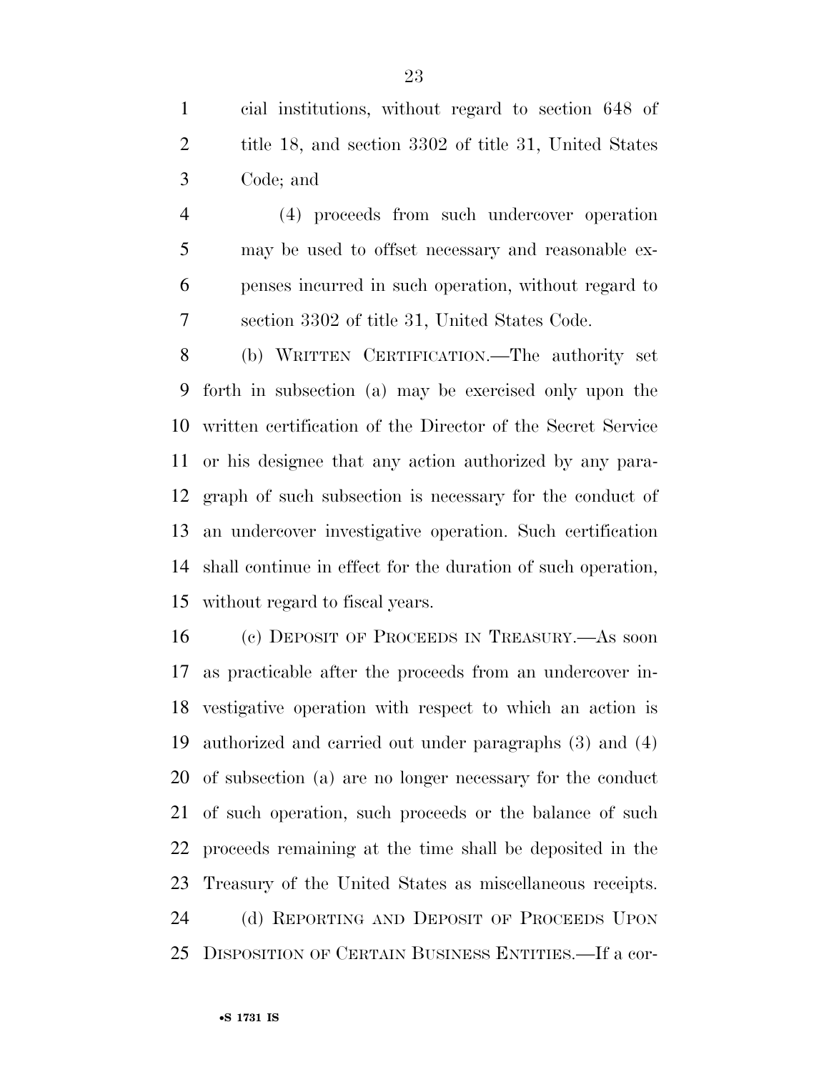cial institutions, without regard to section 648 of title 18, and section 3302 of title 31, United States Code; and

(4) proceeds from such undercover operation may be used to offset necessary and reasonable expenses incurred in such operation, without regard to section 3302 of title 31, United States Code.

(b) WRITTEN CERTIFICATION.—The authority set forth in subsection (a) may be exercised only upon the written certification of the Director of the Secret Service or his designee that any action authorized by any paragraph of such subsection is necessary for the conduct of an undercover investigative operation. Such certification shall continue in effect for the duration of such operation, without regard to fiscal years.

(c) DEPOSIT OF PROCEEDS IN TREASURY.—As soon as practicable after the proceeds from an undercover investigative operation with respect to which an action is authorized and carried out under paragraphs (3) and (4) of subsection (a) are no longer necessary for the conduct of such operation, such proceeds or the balance of such proceeds remaining at the time shall be deposited in the Treasury of the United States as miscellaneous receipts.

(d) REPORTING AND DEPOSIT OF PROCEEDS UPON DISPOSITION OF CERTAIN BUSINESS ENTITIES.—If a cor-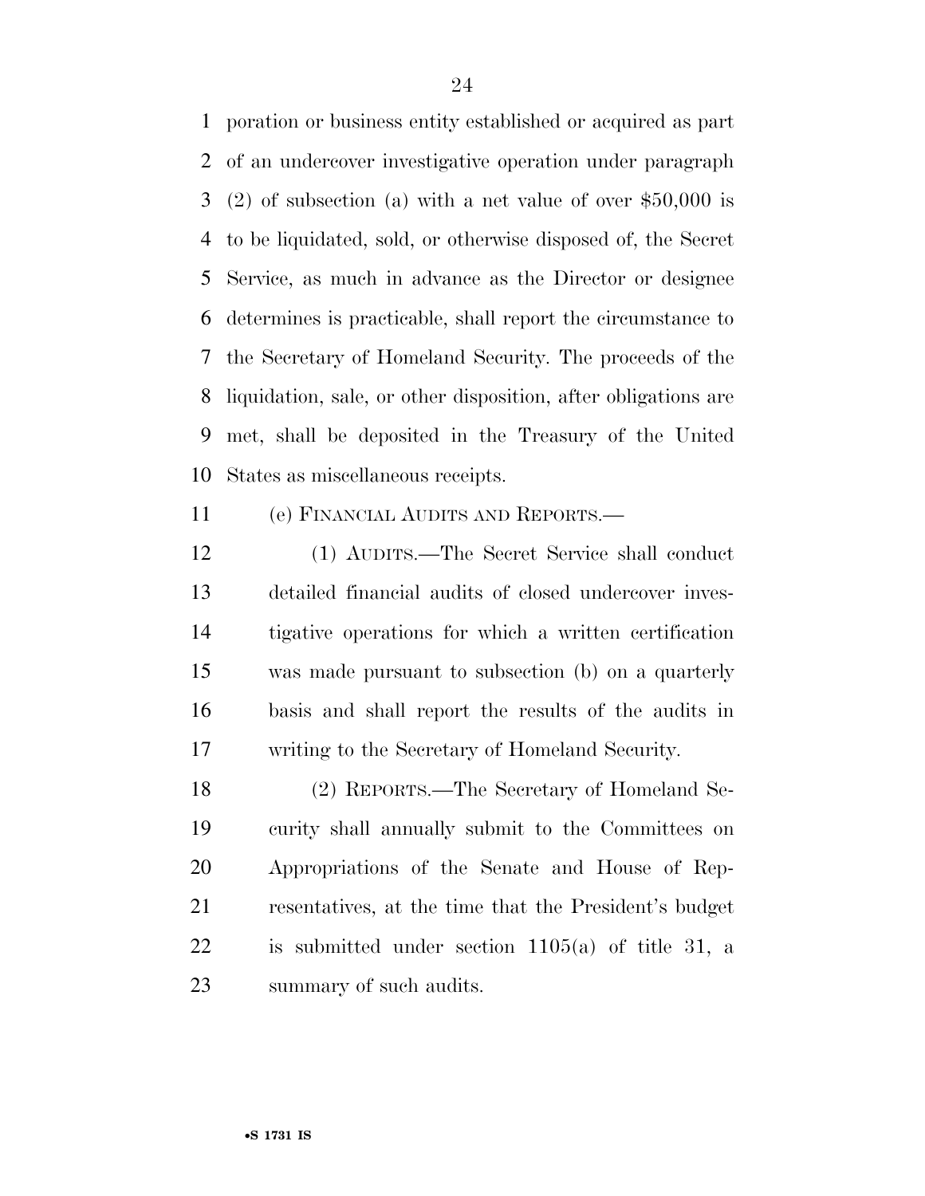poration or business entity established or acquired as part of an undercover investigative operation under paragraph (2) of subsection (a) with a net value of over $50,000 is to be liquidated, sold, or otherwise disposed of, the Secret Service, as much in advance as the Director or designee determines is practicable, shall report the circumstance to the Secretary of Homeland Security. The proceeds of the liquidation, sale, or other disposition, after obligations are met, shall be deposited in the Treasury of the United States as miscellaneous receipts.

(e) FINANCIAL AUDITS AND REPORTS.—

(1) AUDITS.—The Secret Service shall conduct detailed financial audits of closed undercover investigative operations for which a written certification was made pursuant to subsection (b) on a quarterly basis and shall report the results of the audits in writing to the Secretary of Homeland Security.

(2) REPORTS.—The Secretary of Homeland Security shall annually submit to the Committees on Appropriations of the Senate and House of Representatives, at the time that the President's budget is submitted under section 1105(a) of title 31, a summary of such audits.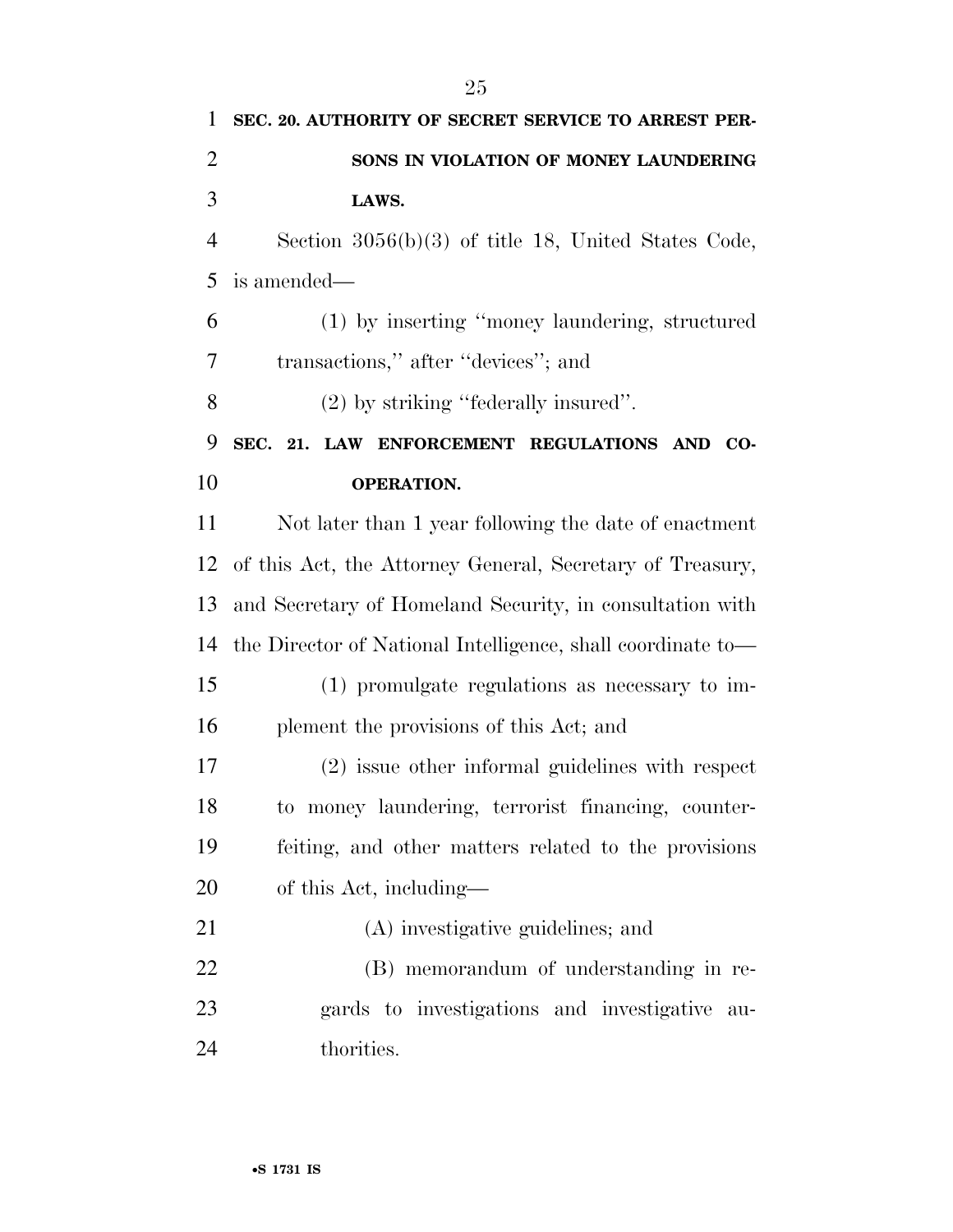**SEC. 20. AUTHORITY OF SECRET SERVICE TO ARREST PERSONS IN VIOLATION OF MONEY LAUNDERING LAWS.**

Section 3056(b)(3) of title 18, United States Code, is amended—

(1) by inserting ''money laundering, structured transactions,'' after ''devices''; and

(2) by striking ''federally insured''.

**SEC. 21. LAW ENFORCEMENT REGULATIONS AND COOPERATION.**

Not later than 1 year following the date of enactment of this Act, the Attorney General, Secretary of Treasury, and Secretary of Homeland Security, in consultation with the Director of National Intelligence, shall coordinate to—

(1) promulgate regulations as necessary to implement the provisions of this Act; and

(2) issue other informal guidelines with respect to money laundering, terrorist financing, counterfeiting, and other matters related to the provisions of this Act, including—

(A) investigative guidelines; and

(B) memorandum of understanding in regards to investigations and investigative authorities.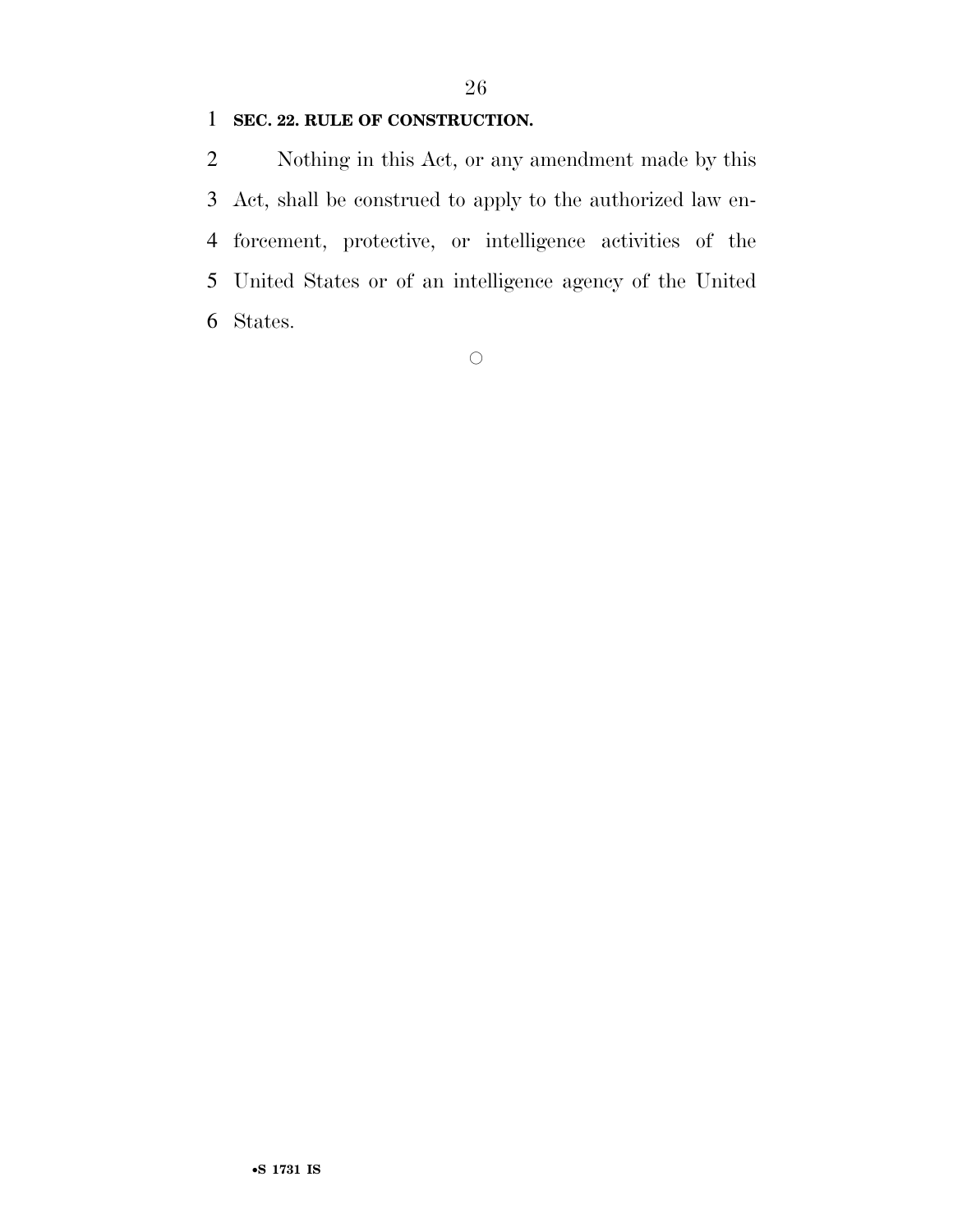**SEC. 22. RULE OF CONSTRUCTION.**

Nothing in this Act, or any amendment made by this Act, shall be construed to apply to the authorized law enforcement, protective, or intelligence activities of the United States or of an intelligence agency of the United States.

○